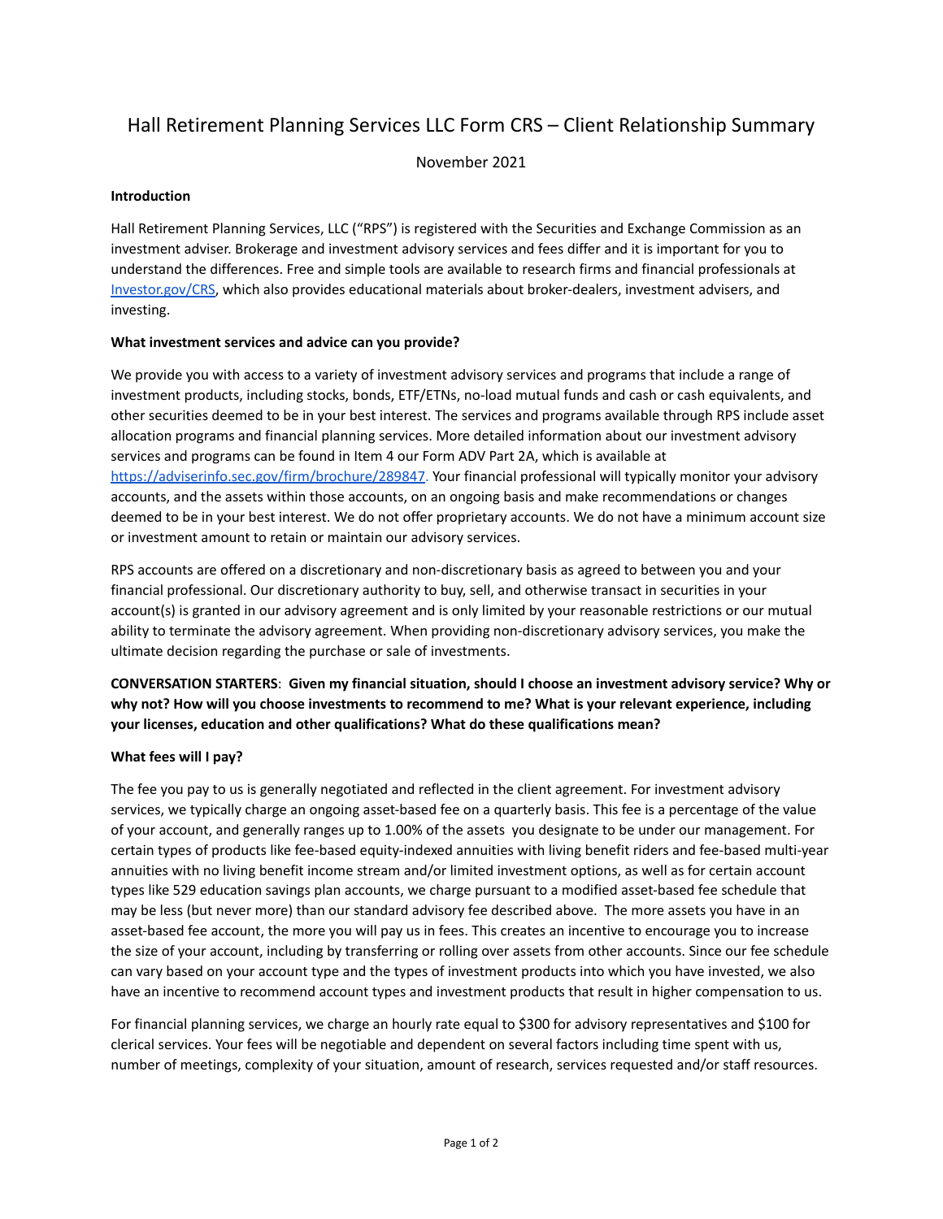# Hall Retirement Planning Services LLC Form CRS – Client Relationship Summary

November 2021

**Introduction**

Hall Retirement Planning Services, LLC ("RPS") is registered with the Securities and Exchange Commission as an investment adviser. Brokerage and investment advisory services and fees differ and it is important for you to understand the differences. Free and simple tools are available to research firms and financial professionals at Investor.gov/CRS, which also provides educational materials about broker-dealers, investment advisers, and investing.

**What investment services and advice can you provide?**

We provide you with access to a variety of investment advisory services and programs that include a range of investment products, including stocks, bonds, ETF/ETNs, no-load mutual funds and cash or cash equivalents, and other securities deemed to be in your best interest. The services and programs available through RPS include asset allocation programs and financial planning services. More detailed information about our investment advisory services and programs can be found in Item 4 our Form ADV Part 2A, which is available at https://adviserinfo.sec.gov/firm/brochure/289847. Your financial professional will typically monitor your advisory accounts, and the assets within those accounts, on an ongoing basis and make recommendations or changes deemed to be in your best interest. We do not offer proprietary accounts. We do not have a minimum account size or investment amount to retain or maintain our advisory services.

RPS accounts are offered on a discretionary and non-discretionary basis as agreed to between you and your financial professional. Our discretionary authority to buy, sell, and otherwise transact in securities in your account(s) is granted in our advisory agreement and is only limited by your reasonable restrictions or our mutual ability to terminate the advisory agreement. When providing non-discretionary advisory services, you make the ultimate decision regarding the purchase or sale of investments.

**CONVERSATION STARTERS**: **Given my financial situation, should I choose an investment advisory service? Why or why not? How will you choose investments to recommend to me? What is your relevant experience, including your licenses, education and other qualifications? What do these qualifications mean?**

**What fees will I pay?**

The fee you pay to us is generally negotiated and reflected in the client agreement. For investment advisory services, we typically charge an ongoing asset-based fee on a quarterly basis. This fee is a percentage of the value of your account, and generally ranges up to 1.00% of the assets you designate to be under our management. For certain types of products like fee-based equity-indexed annuities with living benefit riders and fee-based multi-year annuities with no living benefit income stream and/or limited investment options, as well as for certain account types like 529 education savings plan accounts, we charge pursuant to a modified asset-based fee schedule that may be less (but never more) than our standard advisory fee described above. The more assets you have in an asset-based fee account, the more you will pay us in fees. This creates an incentive to encourage you to increase the size of your account, including by transferring or rolling over assets from other accounts. Since our fee schedule can vary based on your account type and the types of investment products into which you have invested, we also have an incentive to recommend account types and investment products that result in higher compensation to us.

For financial planning services, we charge an hourly rate equal to $300 for advisory representatives and $100 for clerical services. Your fees will be negotiable and dependent on several factors including time spent with us, number of meetings, complexity of your situation, amount of research, services requested and/or staff resources.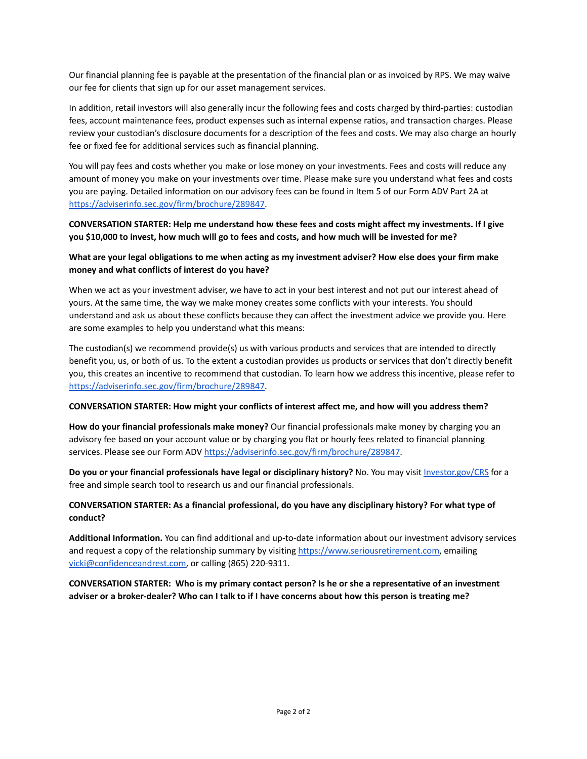Our financial planning fee is payable at the presentation of the financial plan or as invoiced by RPS. We may waive our fee for clients that sign up for our asset management services.

In addition, retail investors will also generally incur the following fees and costs charged by third-parties: custodian fees, account maintenance fees, product expenses such as internal expense ratios, and transaction charges. Please review your custodian's disclosure documents for a description of the fees and costs. We may also charge an hourly fee or fixed fee for additional services such as financial planning.

You will pay fees and costs whether you make or lose money on your investments. Fees and costs will reduce any amount of money you make on your investments over time. Please make sure you understand what fees and costs you are paying. Detailed information on our advisory fees can be found in Item 5 of our Form ADV Part 2A at https://adviserinfo.sec.gov/firm/brochure/289847.

**CONVERSATION STARTER: Help me understand how these fees and costs might affect my investments. If I give you $10,000 to invest, how much will go to fees and costs, and how much will be invested for me?**

**What are your legal obligations to me when acting as my investment adviser? How else does your firm make money and what conflicts of interest do you have?**

When we act as your investment adviser, we have to act in your best interest and not put our interest ahead of yours. At the same time, the way we make money creates some conflicts with your interests. You should understand and ask us about these conflicts because they can affect the investment advice we provide you. Here are some examples to help you understand what this means:

The custodian(s) we recommend provide(s) us with various products and services that are intended to directly benefit you, us, or both of us. To the extent a custodian provides us products or services that don't directly benefit you, this creates an incentive to recommend that custodian. To learn how we address this incentive, please refer to https://adviserinfo.sec.gov/firm/brochure/289847.

**CONVERSATION STARTER: How might your conflicts of interest affect me, and how will you address them?**

**How do your financial professionals make money?** Our financial professionals make money by charging you an advisory fee based on your account value or by charging you flat or hourly fees related to financial planning services. Please see our Form ADV https://adviserinfo.sec.gov/firm/brochure/289847.

**Do you or your financial professionals have legal or disciplinary history?** No. You may visit Investor.gov/CRS for a free and simple search tool to research us and our financial professionals.

**CONVERSATION STARTER: As a financial professional, do you have any disciplinary history? For what type of conduct?**

**Additional Information.** You can find additional and up-to-date information about our investment advisory services and request a copy of the relationship summary by visiting https://www.seriousretirement.com, emailing vicki@confidenceandrest.com, or calling (865) 220-9311.

**CONVERSATION STARTER: Who is my primary contact person? Is he or she a representative of an investment adviser or a broker-dealer? Who can I talk to if I have concerns about how this person is treating me?**